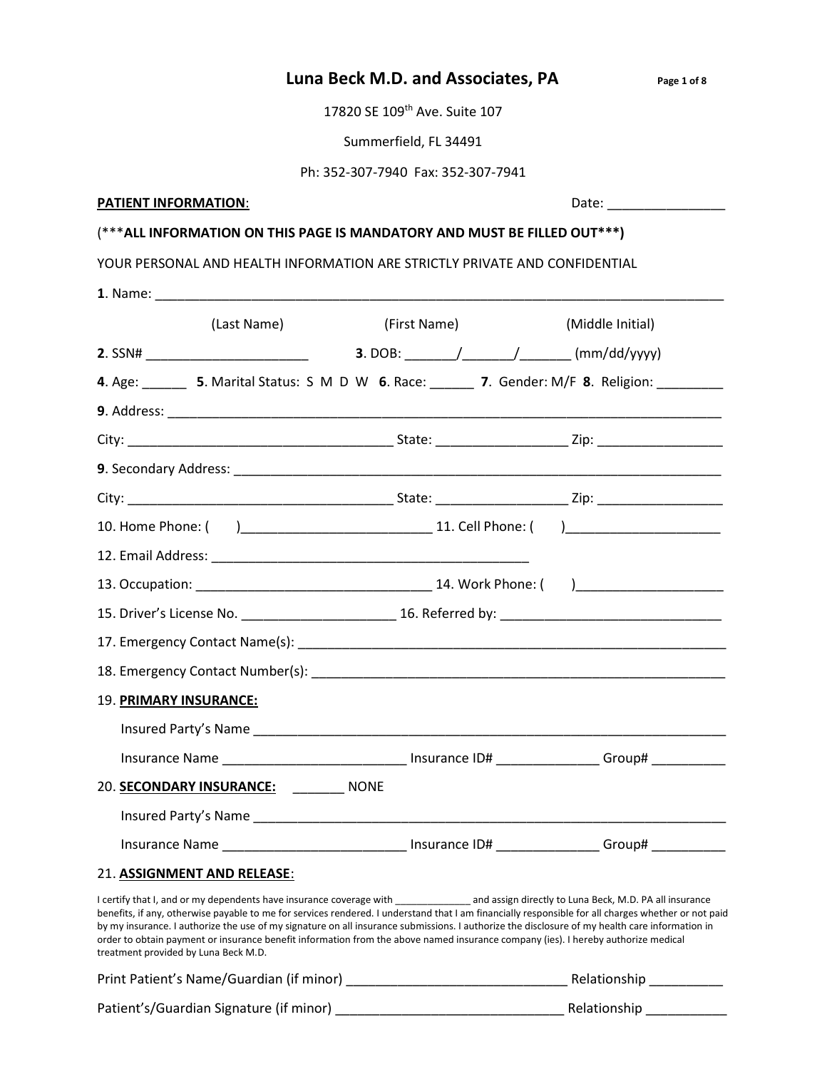# Luna Beck M.D. and Associates, PA

17820 SE 109th Ave. Suite 107

Summerfield, FL 34491

Ph: 352-307-7940 Fax: 352-307-7941

**PATIENT INFORMATION**: Date: ________________

(***ALL INFORMATION ON THIS PAGE IS MANDATORY AND MUST BE FILLED OUT***)

YOUR PERSONAL AND HEALTH INFORMATION ARE STRICTLY PRIVATE AND CONFIDENTIAL

**1**. Name: ________________________________________________________________________________

(Last Name) (First Name) (Middle Initial)

**2**. SSN# ______________________ **3**. DOB: _______/_______/_______ (mm/dd/yyyy)

**4**. Age: ______ **5**. Marital Status: S M D W **6**. Race: ______ **7**. Gender: M/F **8**. Religion: _________

**9**. Address: ______________________________________________________________________________

City: ____________________________________ State: _________________ Zip: _________________

**9**. Secondary Address: ____________________________________________________________________

City: ____________________________________ State: _________________ Zip: _________________

10. Home Phone: (      )_________________________ 11. Cell Phone: (      )_____________________

12. Email Address: ____________________________________________

13. Occupation: ________________________________ 14. Work Phone: (      )____________________

15. Driver's License No. _____________________ 16. Referred by: _______________________________

17. Emergency Contact Name(s): ___________________________________________________________

18. Emergency Contact Number(s): __________________________________________________________

19. **PRIMARY INSURANCE:**

Insured Party's Name ___________________________________________________________________

Insurance Name _________________________ Insurance ID# ______________ Group# __________

20. **SECONDARY INSURANCE:** _______ NONE

Insured Party's Name ___________________________________________________________________

Insurance Name _________________________ Insurance ID# ______________ Group# __________

21. **ASSIGNMENT AND RELEASE**:

I certify that I, and or my dependents have insurance coverage with ______________ and assign directly to Luna Beck, M.D. PA all insurance benefits, if any, otherwise payable to me for services rendered. I understand that I am financially responsible for all charges whether or not paid by my insurance. I authorize the use of my signature on all insurance submissions. I authorize the disclosure of my health care information in order to obtain payment or insurance benefit information from the above named insurance company (ies). I hereby authorize medical treatment provided by Luna Beck M.D.

Print Patient's Name/Guardian (if minor) ______________________________ Relationship __________

Patient's/Guardian Signature (if minor) _______________________________ Relationship ___________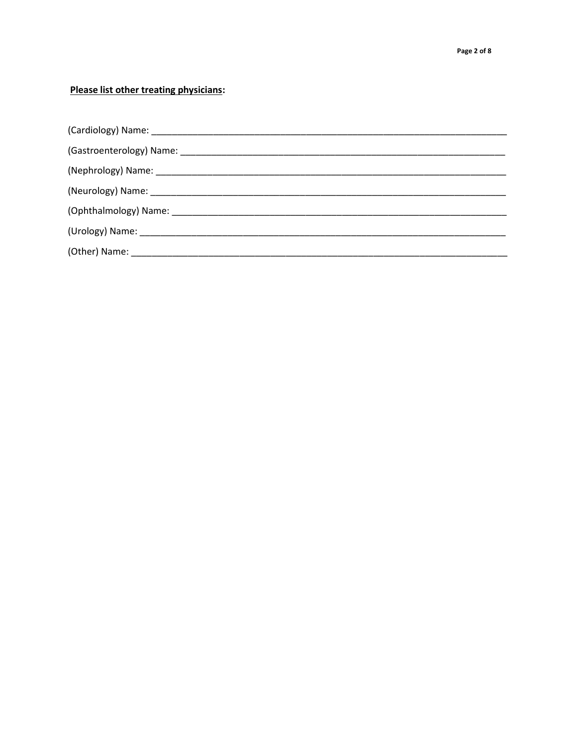**<u>Please list other treating physicians</u>:**

(Cardiology) Name: ___________________________________________________________________________

(Gastroenterology) Name: ______________________________________________________________________

(Nephrology) Name: ___________________________________________________________________________

(Neurology) Name: ____________________________________________________________________________

(Ophthalmology) Name: ________________________________________________________________________

(Urology) Name: ______________________________________________________________________________

(Other) Name: ________________________________________________________________________________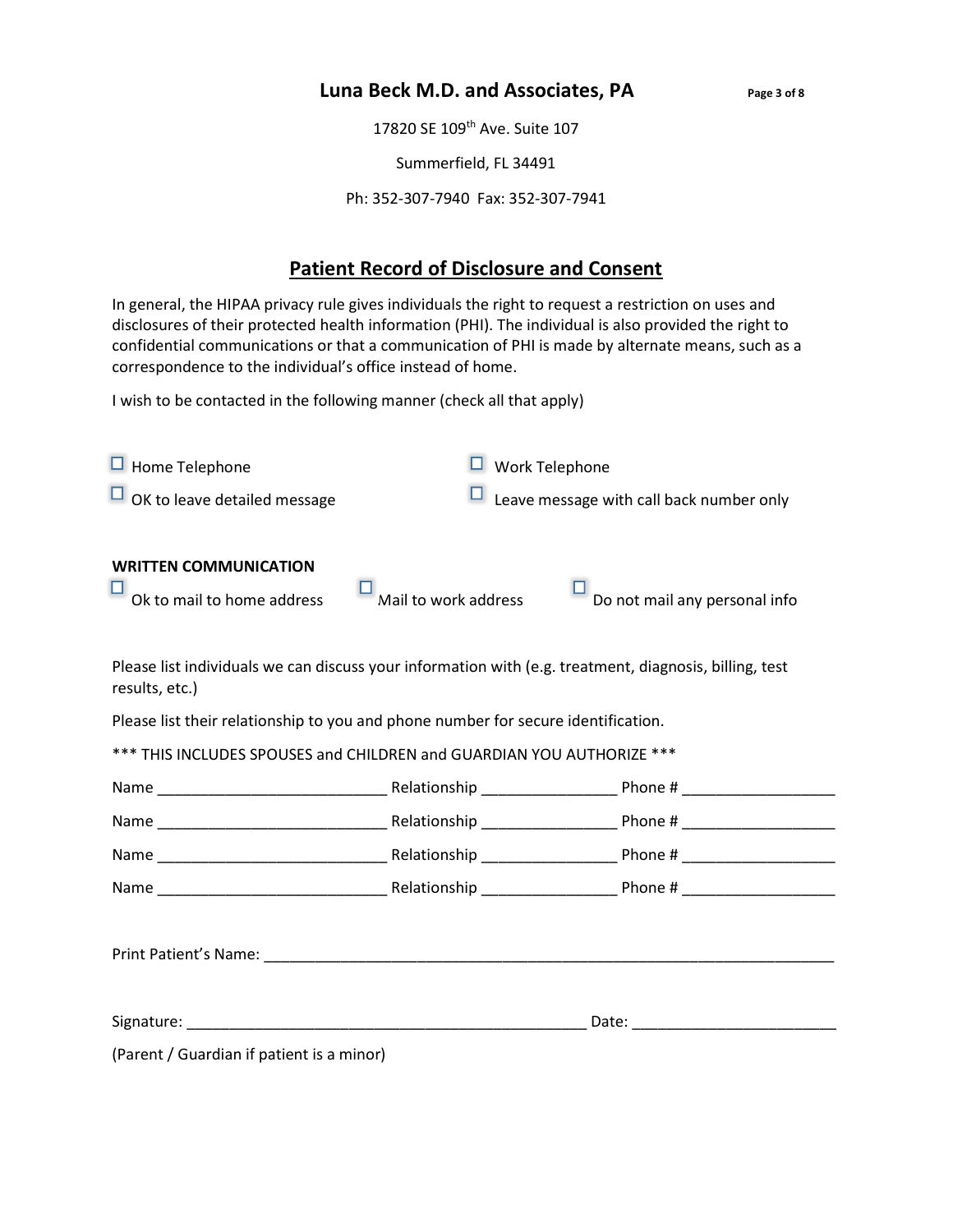## Luna Beck M.D. and Associates, PA

17820 SE 109th Ave. Suite 107

Summerfield, FL 34491

Ph: 352-307-7940 Fax: 352-307-7941

## Patient Record of Disclosure and Consent

In general, the HIPAA privacy rule gives individuals the right to request a restriction on uses and disclosures of their protected health information (PHI). The individual is also provided the right to confidential communications or that a communication of PHI is made by alternate means, such as a correspondence to the individual's office instead of home.

I wish to be contacted in the following manner (check all that apply)

☐ Home Telephone ☐ Work Telephone

☐ OK to leave detailed message ☐ Leave message with call back number only

**WRITTEN COMMUNICATION**

☐ Ok to mail to home address ☐ Mail to work address ☐ Do not mail any personal info

Please list individuals we can discuss your information with (e.g. treatment, diagnosis, billing, test results, etc.)

Please list their relationship to you and phone number for secure identification.

*** THIS INCLUDES SPOUSES and CHILDREN and GUARDIAN YOU AUTHORIZE ***

Name ___________________________ Relationship ________________ Phone # __________________

Name ___________________________ Relationship ________________ Phone # __________________

Name ___________________________ Relationship ________________ Phone # __________________

Name ___________________________ Relationship ________________ Phone # __________________

Print Patient's Name: ____________________________________________________________________

Signature: ________________________________________________ Date: ________________________

(Parent / Guardian if patient is a minor)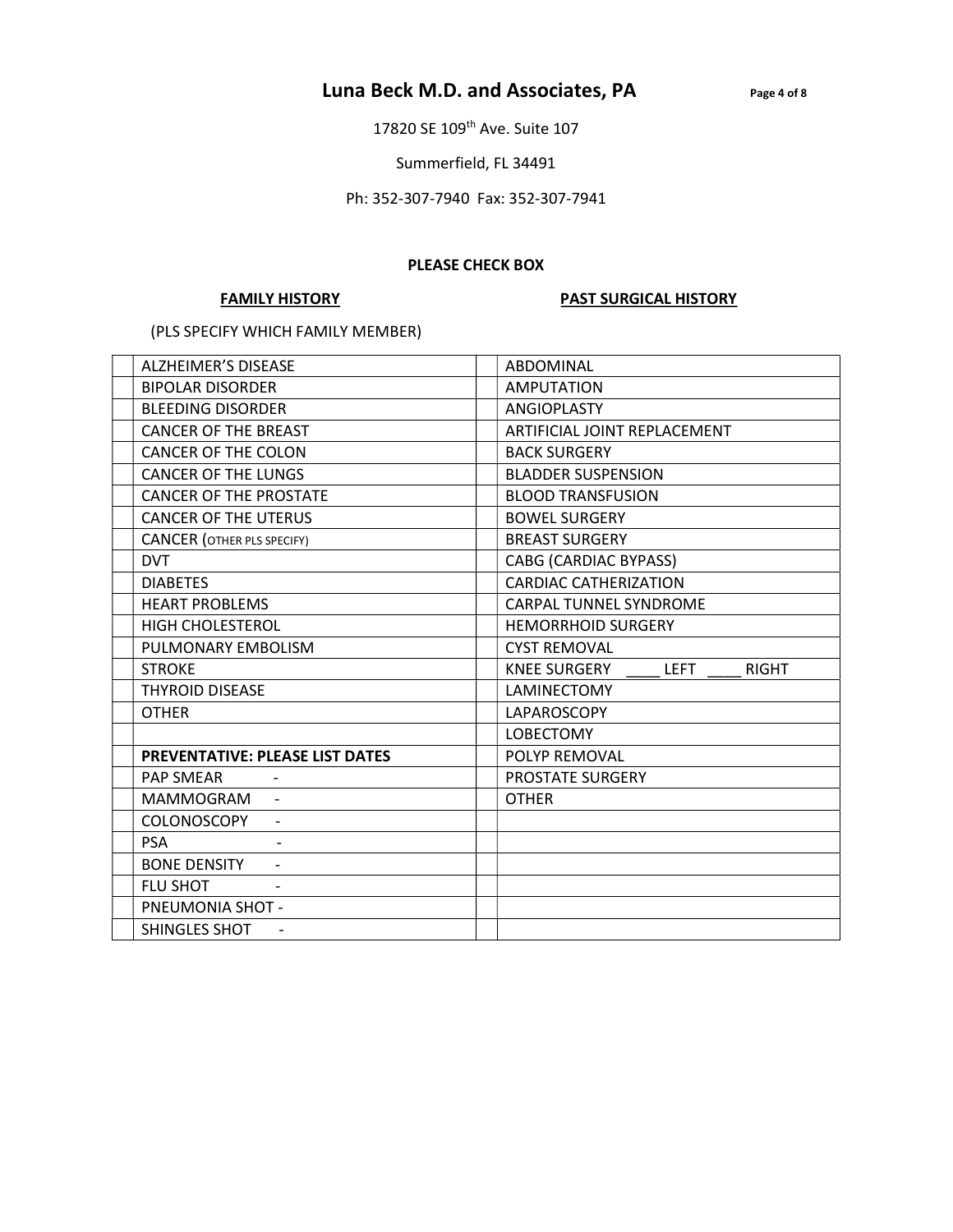# Luna Beck M.D. and Associates, PA

17820 SE 109th Ave. Suite 107

Summerfield, FL 34491

Ph: 352-307-7940 Fax: 352-307-7941

**PLEASE CHECK BOX**

| | **FAMILY HISTORY** (PLS SPECIFY WHICH FAMILY MEMBER) | | **PAST SURGICAL HISTORY** |
|---|---|---|---|
| | ALZHEIMER'S DISEASE | | ABDOMINAL |
| | BIPOLAR DISORDER | | AMPUTATION |
| | BLEEDING DISORDER | | ANGIOPLASTY |
| | CANCER OF THE BREAST | | ARTIFICIAL JOINT REPLACEMENT |
| | CANCER OF THE COLON | | BACK SURGERY |
| | CANCER OF THE LUNGS | | BLADDER SUSPENSION |
| | CANCER OF THE PROSTATE | | BLOOD TRANSFUSION |
| | CANCER OF THE UTERUS | | BOWEL SURGERY |
| | CANCER (OTHER PLS SPECIFY) | | BREAST SURGERY |
| | DVT | | CABG (CARDIAC BYPASS) |
| | DIABETES | | CARDIAC CATHERIZATION |
| | HEART PROBLEMS | | CARPAL TUNNEL SYNDROME |
| | HIGH CHOLESTEROL | | HEMORRHOID SURGERY |
| | PULMONARY EMBOLISM | | CYST REMOVAL |
| | STROKE | | KNEE SURGERY ____ LEFT ____ RIGHT |
| | THYROID DISEASE | | LAMINECTOMY |
| | OTHER | | LAPAROSCOPY |
| | | | LOBECTOMY |
| | **PREVENTATIVE: PLEASE LIST DATES** | | POLYP REMOVAL |
| | PAP SMEAR - | | PROSTATE SURGERY |
| | MAMMOGRAM - | | OTHER |
| | COLONOSCOPY - | | |
| | PSA - | | |
| | BONE DENSITY - | | |
| | FLU SHOT - | | |
| | PNEUMONIA SHOT - | | |
| | SHINGLES SHOT - | | |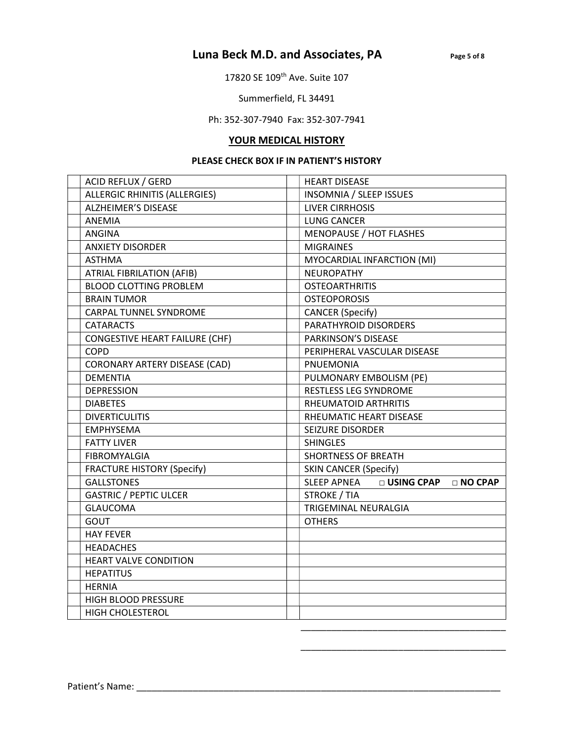# Luna Beck M.D. and Associates, PA

17820 SE 109th Ave. Suite 107

Summerfield, FL 34491

Ph: 352-307-7940 Fax: 352-307-7941

## YOUR MEDICAL HISTORY

**PLEASE CHECK BOX IF IN PATIENT'S HISTORY**

| | | | |
|---|---|---|---|
| | ACID REFLUX / GERD | | HEART DISEASE |
| | ALLERGIC RHINITIS (ALLERGIES) | | INSOMNIA / SLEEP ISSUES |
| | ALZHEIMER'S DISEASE | | LIVER CIRRHOSIS |
| | ANEMIA | | LUNG CANCER |
| | ANGINA | | MENOPAUSE / HOT FLASHES |
| | ANXIETY DISORDER | | MIGRAINES |
| | ASTHMA | | MYOCARDIAL INFARCTION (MI) |
| | ATRIAL FIBRILATION (AFIB) | | NEUROPATHY |
| | BLOOD CLOTTING PROBLEM | | OSTEOARTHRITIS |
| | BRAIN TUMOR | | OSTEOPOROSIS |
| | CARPAL TUNNEL SYNDROME | | CANCER (Specify) |
| | CATARACTS | | PARATHYROID DISORDERS |
| | CONGESTIVE HEART FAILURE (CHF) | | PARKINSON'S DISEASE |
| | COPD | | PERIPHERAL VASCULAR DISEASE |
| | CORONARY ARTERY DISEASE (CAD) | | PNUEMONIA |
| | DEMENTIA | | PULMONARY EMBOLISM (PE) |
| | DEPRESSION | | RESTLESS LEG SYNDROME |
| | DIABETES | | RHEUMATOID ARTHRITIS |
| | DIVERTICULITIS | | RHEUMATIC HEART DISEASE |
| | EMPHYSEMA | | SEIZURE DISORDER |
| | FATTY LIVER | | SHINGLES |
| | FIBROMYALGIA | | SHORTNESS OF BREATH |
| | FRACTURE HISTORY (Specify) | | SKIN CANCER (Specify) |
| | GALLSTONES | | SLEEP APNEA □ **USING CPAP** □ **NO CPAP** |
| | GASTRIC / PEPTIC ULCER | | STROKE / TIA |
| | GLAUCOMA | | TRIGEMINAL NEURALGIA |
| | GOUT | | OTHERS |
| | HAY FEVER | | |
| | HEADACHES | | |
| | HEART VALVE CONDITION | | |
| | HEPATITUS | | |
| | HERNIA | | |
| | HIGH BLOOD PRESSURE | | |
| | HIGH CHOLESTEROL | | |

________________________________________

________________________________________

Patient's Name: ___________________________________________________________________________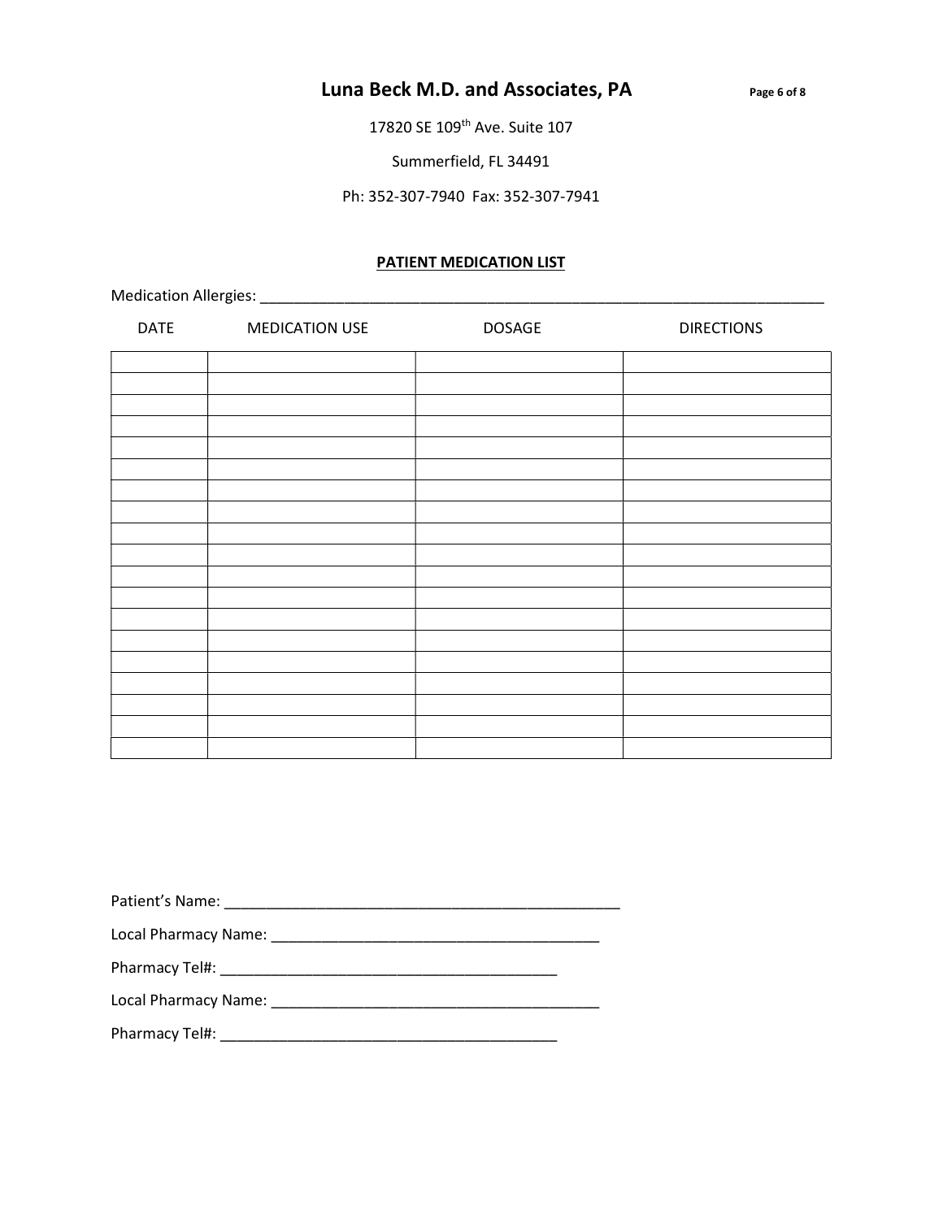# Luna Beck M.D. and Associates, PA

17820 SE 109th Ave. Suite 107

Summerfield, FL 34491

Ph: 352-307-7940  Fax: 352-307-7941

## PATIENT MEDICATION LIST

Medication Allergies: ______________________________________________________________________

| DATE | MEDICATION USE | DOSAGE | DIRECTIONS |
|---|---|---|---|
| | | | |
| | | | |
| | | | |
| | | | |
| | | | |
| | | | |
| | | | |
| | | | |
| | | | |
| | | | |
| | | | |
| | | | |
| | | | |
| | | | |
| | | | |
| | | | |
| | | | |
| | | | |
| | | | |

Patient's Name: ________________________________________________

Local Pharmacy Name: ________________________________________

Pharmacy Tel#: _________________________________________

Local Pharmacy Name: ________________________________________

Pharmacy Tel#: _________________________________________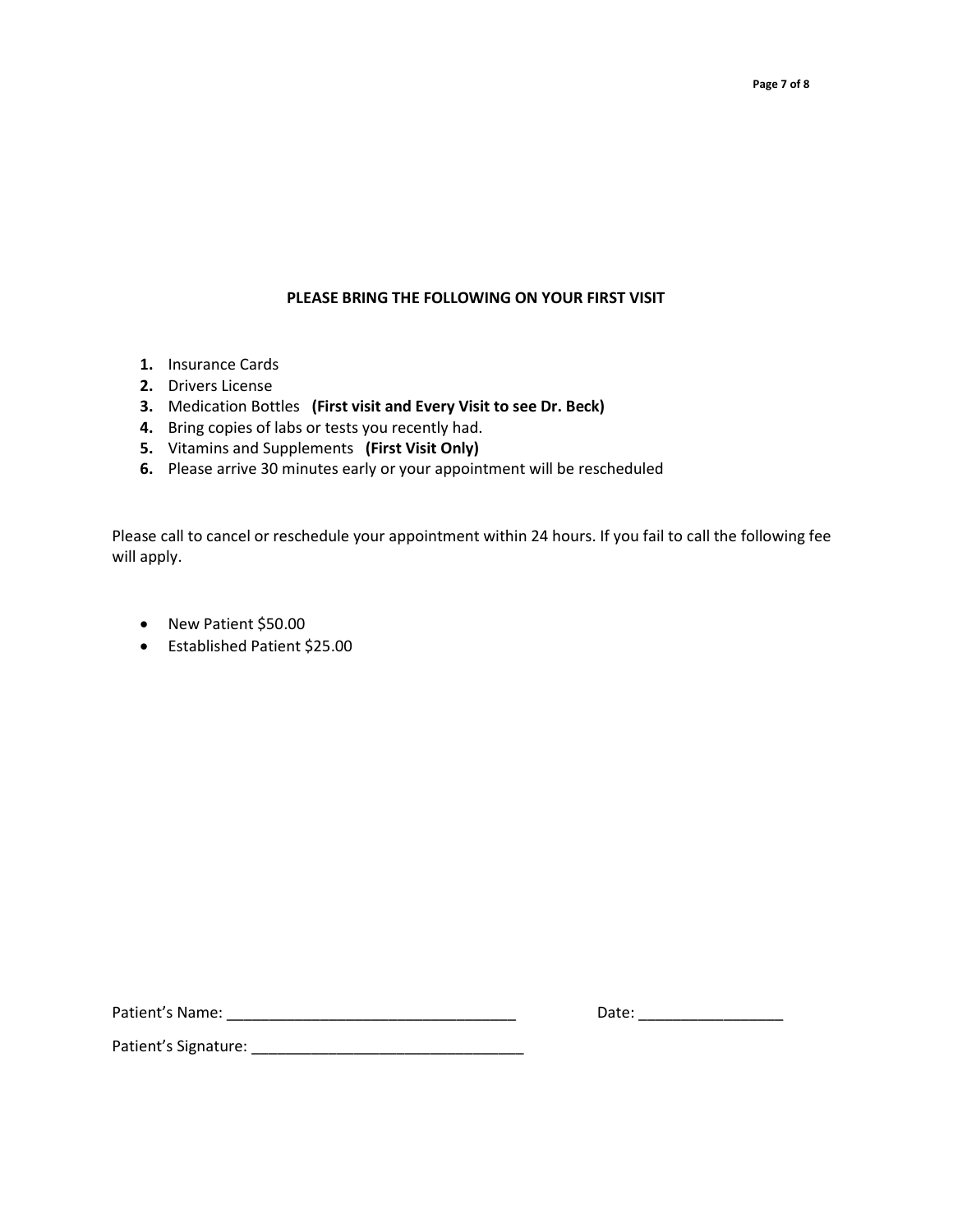## PLEASE BRING THE FOLLOWING ON YOUR FIRST VISIT

1. Insurance Cards
2. Drivers License
3. Medication Bottles **(First visit and Every Visit to see Dr. Beck)**
4. Bring copies of labs or tests you recently had.
5. Vitamins and Supplements **(First Visit Only)**
6. Please arrive 30 minutes early or your appointment will be rescheduled

Please call to cancel or reschedule your appointment within 24 hours. If you fail to call the following fee will apply.

- New Patient $50.00
- Established Patient $25.00

Patient's Name: ________________________________ Date: ________________

Patient's Signature: ______________________________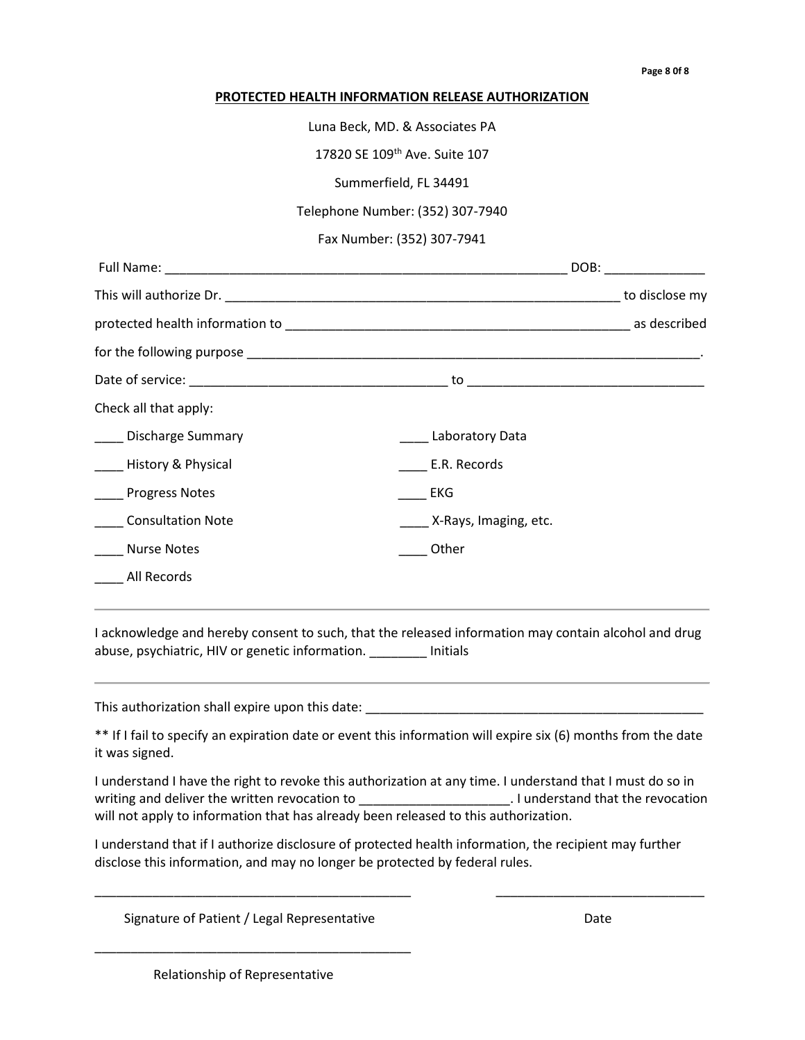## PROTECTED HEALTH INFORMATION RELEASE AUTHORIZATION

Luna Beck, MD. & Associates PA

17820 SE 109th Ave. Suite 107

Summerfield, FL 34491

Telephone Number: (352) 307-7940

Fax Number: (352) 307-7941

Full Name: ___________________________________________________________ DOB: ______________

This will authorize Dr. __________________________________________________________ to disclose my protected health information to __________________________________________________ as described for the following purpose ___________________________________________________________________.

Date of service: _____________________________________ to _________________________________

Check all that apply:

____ Discharge Summary

____ History & Physical

____ Progress Notes

____ Consultation Note

____ Nurse Notes

____ All Records

____ Laboratory Data

____ E.R. Records

____ EKG

____ X-Rays, Imaging, etc.

____ Other

---

I acknowledge and hereby consent to such, that the released information may contain alcohol and drug abuse, psychiatric, HIV or genetic information. ________ Initials

---

This authorization shall expire upon this date: _________________________________________________

** If I fail to specify an expiration date or event this information will expire six (6) months from the date it was signed.

I understand I have the right to revoke this authorization at any time. I understand that I must do so in writing and deliver the written revocation to ____________________. I understand that the revocation will not apply to information that has already been released to this authorization.

I understand that if I authorize disclosure of protected health information, the recipient may further disclose this information, and may no longer be protected by federal rules.

_____________________________________________ ______________________________

Signature of Patient / Legal Representative Date

_____________________________________________

Relationship of Representative